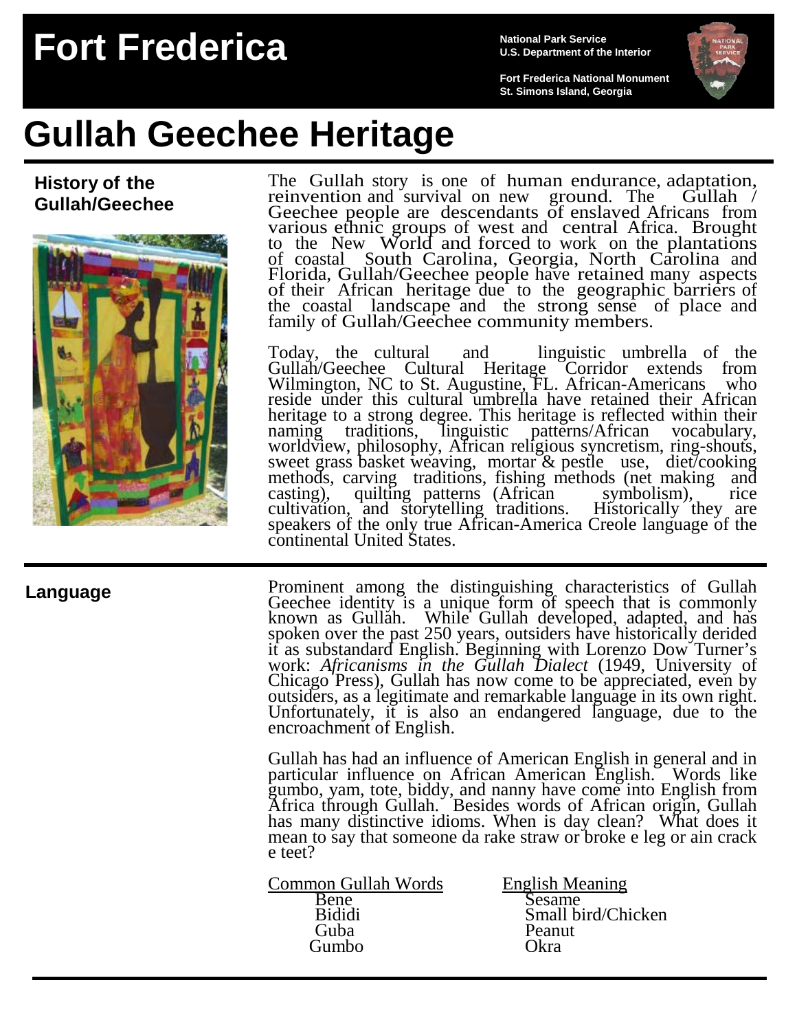# Fort Frederica

**National Park Service**
**U.S. Department of the Interior**

**Fort Frederica National Monument**
**St. Simons Island, Georgia**

# Gullah Geechee Heritage

## History of the Gullah/Geechee

The Gullah story is one of human endurance, adaptation, reinvention and survival on new ground. The Gullah / Geechee people are descendants of enslaved Africans from various ethnic groups of west and central Africa. Brought to the New World and forced to work on the plantations of coastal South Carolina, Georgia, North Carolina and Florida, Gullah/Geechee people have retained many aspects of their African heritage due to the geographic barriers of the coastal landscape and the strong sense of place and family of Gullah/Geechee community members.

Today, the cultural and linguistic umbrella of the Gullah/Geechee Cultural Heritage Corridor extends from Wilmington, NC to St. Augustine, FL. African-Americans who reside under this cultural umbrella have retained their African heritage to a strong degree. This heritage is reflected within their naming traditions, linguistic patterns/African vocabulary, worldview, philosophy, African religious syncretism, ring-shouts, sweet grass basket weaving, mortar & pestle use, diet/cooking methods, carving traditions, fishing methods (net making and casting), quilting patterns (African symbolism), rice cultivation, and storytelling traditions. Historically they are speakers of the only true African-America Creole language of the continental United States.

## Language

Prominent among the distinguishing characteristics of Gullah Geechee identity is a unique form of speech that is commonly known as Gullah. While Gullah developed, adapted, and has spoken over the past 250 years, outsiders have historically derided it as substandard English. Beginning with Lorenzo Dow Turner's work: *Africanisms in the Gullah Dialect* (1949, University of Chicago Press), Gullah has now come to be appreciated, even by outsiders, as a legitimate and remarkable language in its own right. Unfortunately, it is also an endangered language, due to the encroachment of English.

Gullah has had an influence of American English in general and in particular influence on African American English. Words like gumbo, yam, tote, biddy, and nanny have come into English from Africa through Gullah. Besides words of African origin, Gullah has many distinctive idioms. When is day clean? What does it mean to say that someone da rake straw or broke e leg or ain crack e teet?

| Common Gullah Words | English Meaning |
| --- | --- |
| Bene | Sesame |
| Bididi | Small bird/Chicken |
| Guba | Peanut |
| Gumbo | Okra |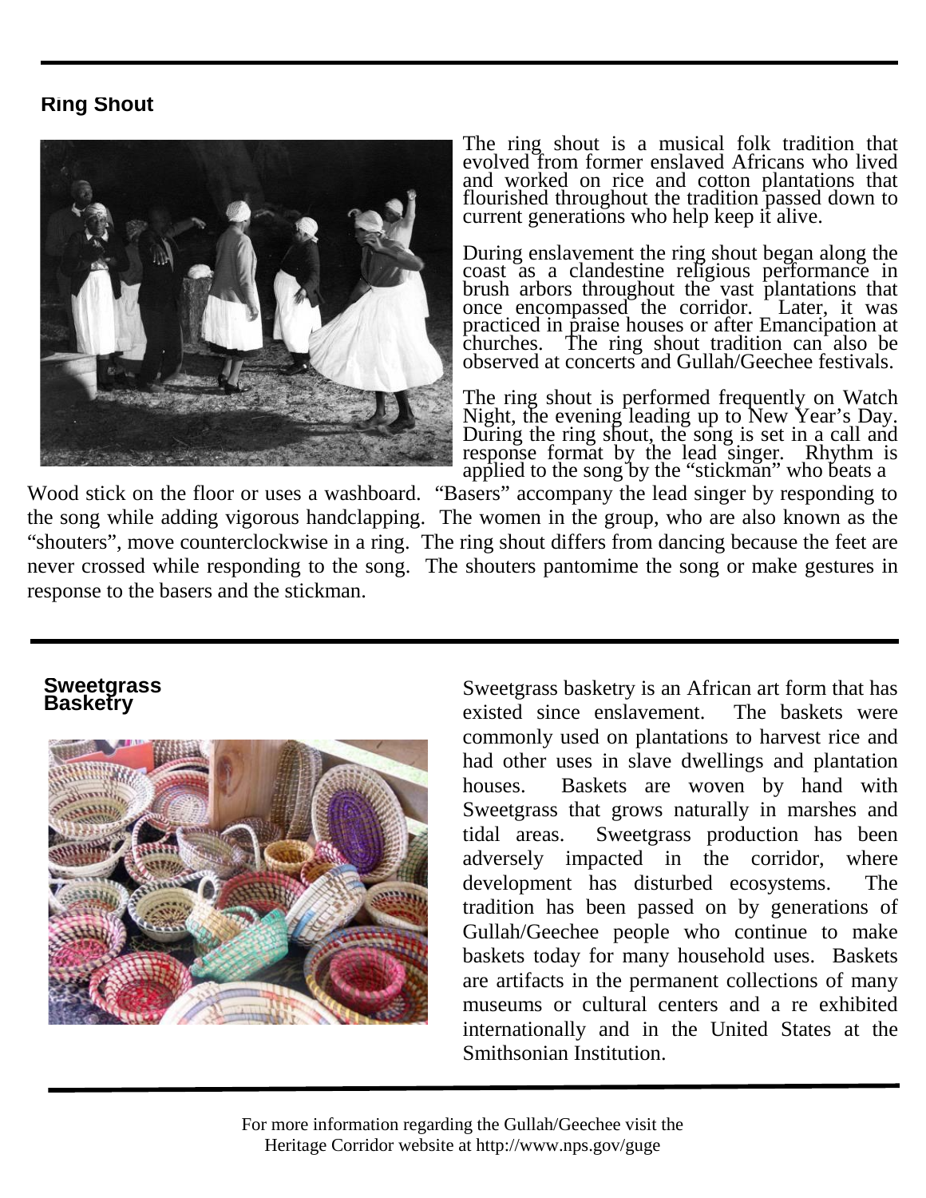## Ring Shout

The ring shout is a musical folk tradition that evolved from former enslaved Africans who lived and worked on rice and cotton plantations that flourished throughout the tradition passed down to current generations who help keep it alive.

During enslavement the ring shout began along the coast as a clandestine religious performance in brush arbors throughout the vast plantations that once encompassed the corridor. Later, it was practiced in praise houses or after Emancipation at churches. The ring shout tradition can also be observed at concerts and Gullah/Geechee festivals.

The ring shout is performed frequently on Watch Night, the evening leading up to New Year's Day. During the ring shout, the song is set in a call and response format by the lead singer. Rhythm is applied to the song by the "stickman" who beats a Wood stick on the floor or uses a washboard. "Basers" accompany the lead singer by responding to the song while adding vigorous handclapping. The women in the group, who are also known as the "shouters", move counterclockwise in a ring. The ring shout differs from dancing because the feet are never crossed while responding to the song. The shouters pantomime the song or make gestures in response to the basers and the stickman.

## Sweetgrass Basketry

Sweetgrass basketry is an African art form that has existed since enslavement. The baskets were commonly used on plantations to harvest rice and had other uses in slave dwellings and plantation houses. Baskets are woven by hand with Sweetgrass that grows naturally in marshes and tidal areas. Sweetgrass production has been adversely impacted in the corridor, where development has disturbed ecosystems. The tradition has been passed on by generations of Gullah/Geechee people who continue to make baskets today for many household uses. Baskets are artifacts in the permanent collections of many museums or cultural centers and a re exhibited internationally and in the United States at the Smithsonian Institution.

For more information regarding the Gullah/Geechee visit the Heritage Corridor website at http://www.nps.gov/guge